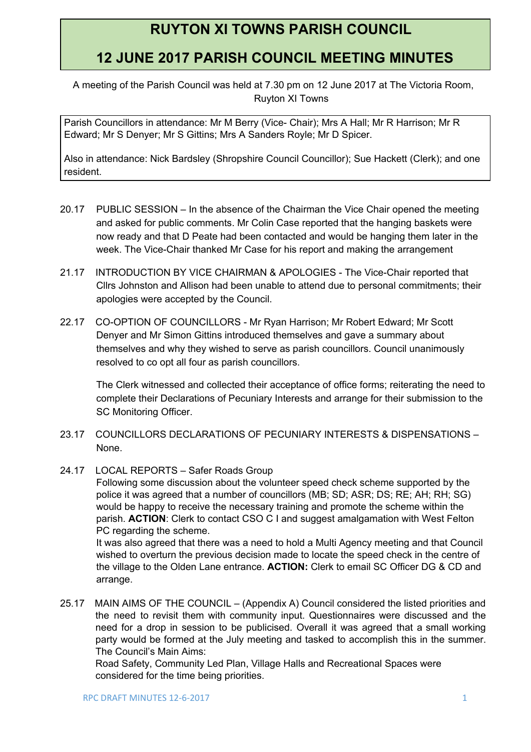# RUYTON XI TOWNS PARISH COUNCIL

# 12 JUNE 2017 PARISH COUNCIL MEETING MINUTES

A meeting of the Parish Council was held at 7.30 pm on 12 June 2017 at The Victoria Room, Ruyton XI Towns

Parish Councillors in attendance: Mr M Berry (Vice- Chair); Mrs A Hall; Mr R Harrison; Mr R Edward; Mr S Denyer; Mr S Gittins; Mrs A Sanders Royle; Mr D Spicer.

Also in attendance: Nick Bardsley (Shropshire Council Councillor); Sue Hackett (Clerk); and one resident.

20.17 PUBLIC SESSION – In the absence of the Chairman the Vice Chair opened the meeting and asked for public comments. Mr Colin Case reported that the hanging baskets were now ready and that D Peate had been contacted and would be hanging them later in the week. The Vice-Chair thanked Mr Case for his report and making the arrangement

21.17 INTRODUCTION BY VICE CHAIRMAN & APOLOGIES - The Vice-Chair reported that Cllrs Johnston and Allison had been unable to attend due to personal commitments; their apologies were accepted by the Council.

22.17 CO-OPTION OF COUNCILLORS - Mr Ryan Harrison; Mr Robert Edward; Mr Scott Denyer and Mr Simon Gittins introduced themselves and gave a summary about themselves and why they wished to serve as parish councillors. Council unanimously resolved to co opt all four as parish councillors.

The Clerk witnessed and collected their acceptance of office forms; reiterating the need to complete their Declarations of Pecuniary Interests and arrange for their submission to the SC Monitoring Officer.

23.17 COUNCILLORS DECLARATIONS OF PECUNIARY INTERESTS & DISPENSATIONS – None.

24.17 LOCAL REPORTS – Safer Roads Group
Following some discussion about the volunteer speed check scheme supported by the police it was agreed that a number of councillors (MB; SD; ASR; DS; RE; AH; RH; SG) would be happy to receive the necessary training and promote the scheme within the parish. **ACTION**: Clerk to contact CSO C I and suggest amalgamation with West Felton PC regarding the scheme.
It was also agreed that there was a need to hold a Multi Agency meeting and that Council wished to overturn the previous decision made to locate the speed check in the centre of the village to the Olden Lane entrance. **ACTION:** Clerk to email SC Officer DG & CD and arrange.

25.17 MAIN AIMS OF THE COUNCIL – (Appendix A) Council considered the listed priorities and the need to revisit them with community input. Questionnaires were discussed and the need for a drop in session to be publicised. Overall it was agreed that a small working party would be formed at the July meeting and tasked to accomplish this in the summer. The Council's Main Aims:
Road Safety, Community Led Plan, Village Halls and Recreational Spaces were considered for the time being priorities.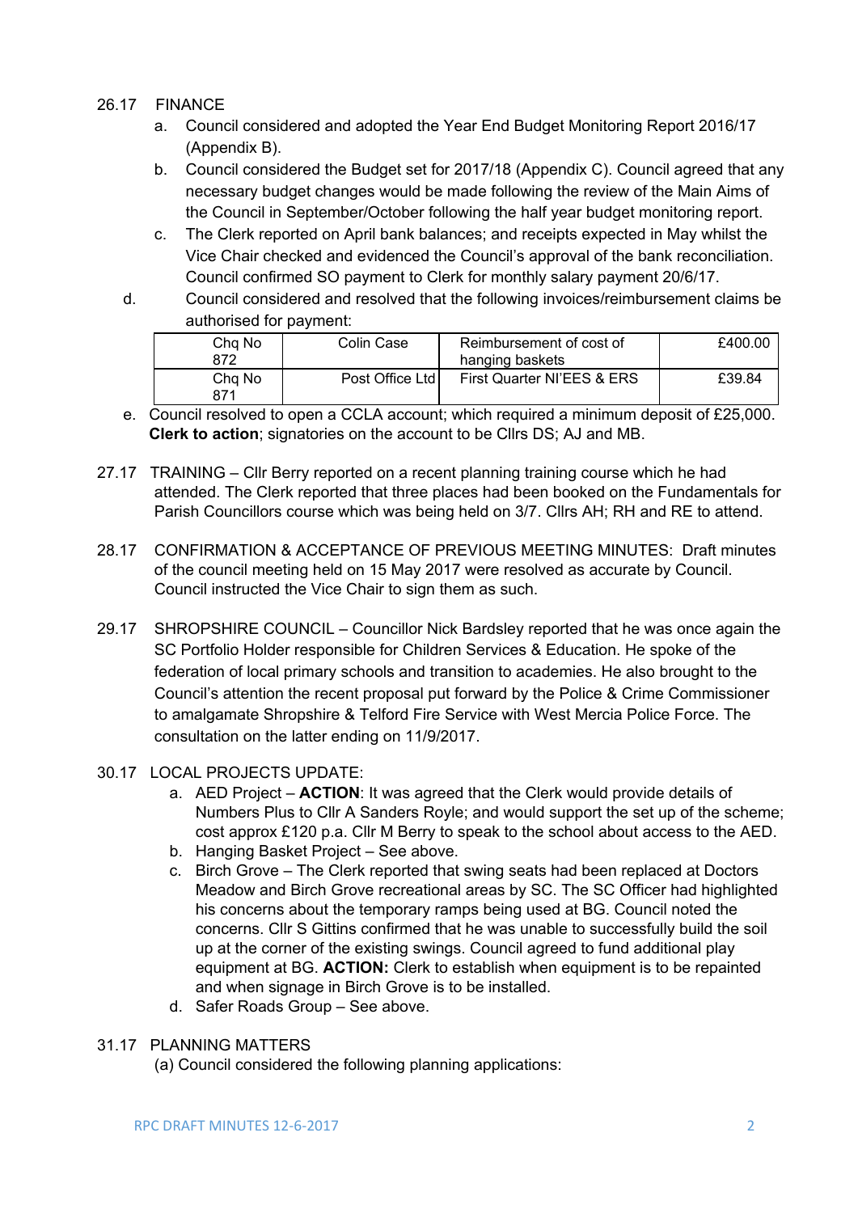26.17 FINANCE

a. Council considered and adopted the Year End Budget Monitoring Report 2016/17 (Appendix B).
b. Council considered the Budget set for 2017/18 (Appendix C). Council agreed that any necessary budget changes would be made following the review of the Main Aims of the Council in September/October following the half year budget monitoring report.
c. The Clerk reported on April bank balances; and receipts expected in May whilst the Vice Chair checked and evidenced the Council's approval of the bank reconciliation. Council confirmed SO payment to Clerk for monthly salary payment 20/6/17.
d. Council considered and resolved that the following invoices/reimbursement claims be authorised for payment:

| | | | |
|---|---|---|---|
| Chq No 872 | Colin Case | Reimbursement of cost of hanging baskets | £400.00 |
| Chq No 871 | Post Office Ltd | First Quarter NI'EES & ERS | £39.84 |

e. Council resolved to open a CCLA account; which required a minimum deposit of £25,000. **Clerk to action**; signatories on the account to be Cllrs DS; AJ and MB.

27.17 TRAINING – Cllr Berry reported on a recent planning training course which he had attended. The Clerk reported that three places had been booked on the Fundamentals for Parish Councillors course which was being held on 3/7. Cllrs AH; RH and RE to attend.

28.17 CONFIRMATION & ACCEPTANCE OF PREVIOUS MEETING MINUTES: Draft minutes of the council meeting held on 15 May 2017 were resolved as accurate by Council. Council instructed the Vice Chair to sign them as such.

29.17 SHROPSHIRE COUNCIL – Councillor Nick Bardsley reported that he was once again the SC Portfolio Holder responsible for Children Services & Education. He spoke of the federation of local primary schools and transition to academies. He also brought to the Council's attention the recent proposal put forward by the Police & Crime Commissioner to amalgamate Shropshire & Telford Fire Service with West Mercia Police Force. The consultation on the latter ending on 11/9/2017.

30.17 LOCAL PROJECTS UPDATE:

a. AED Project – **ACTION**: It was agreed that the Clerk would provide details of Numbers Plus to Cllr A Sanders Royle; and would support the set up of the scheme; cost approx £120 p.a. Cllr M Berry to speak to the school about access to the AED.
b. Hanging Basket Project – See above.
c. Birch Grove – The Clerk reported that swing seats had been replaced at Doctors Meadow and Birch Grove recreational areas by SC. The SC Officer had highlighted his concerns about the temporary ramps being used at BG. Council noted the concerns. Cllr S Gittins confirmed that he was unable to successfully build the soil up at the corner of the existing swings. Council agreed to fund additional play equipment at BG. **ACTION:** Clerk to establish when equipment is to be repainted and when signage in Birch Grove is to be installed.
d. Safer Roads Group – See above.

31.17 PLANNING MATTERS

(a) Council considered the following planning applications: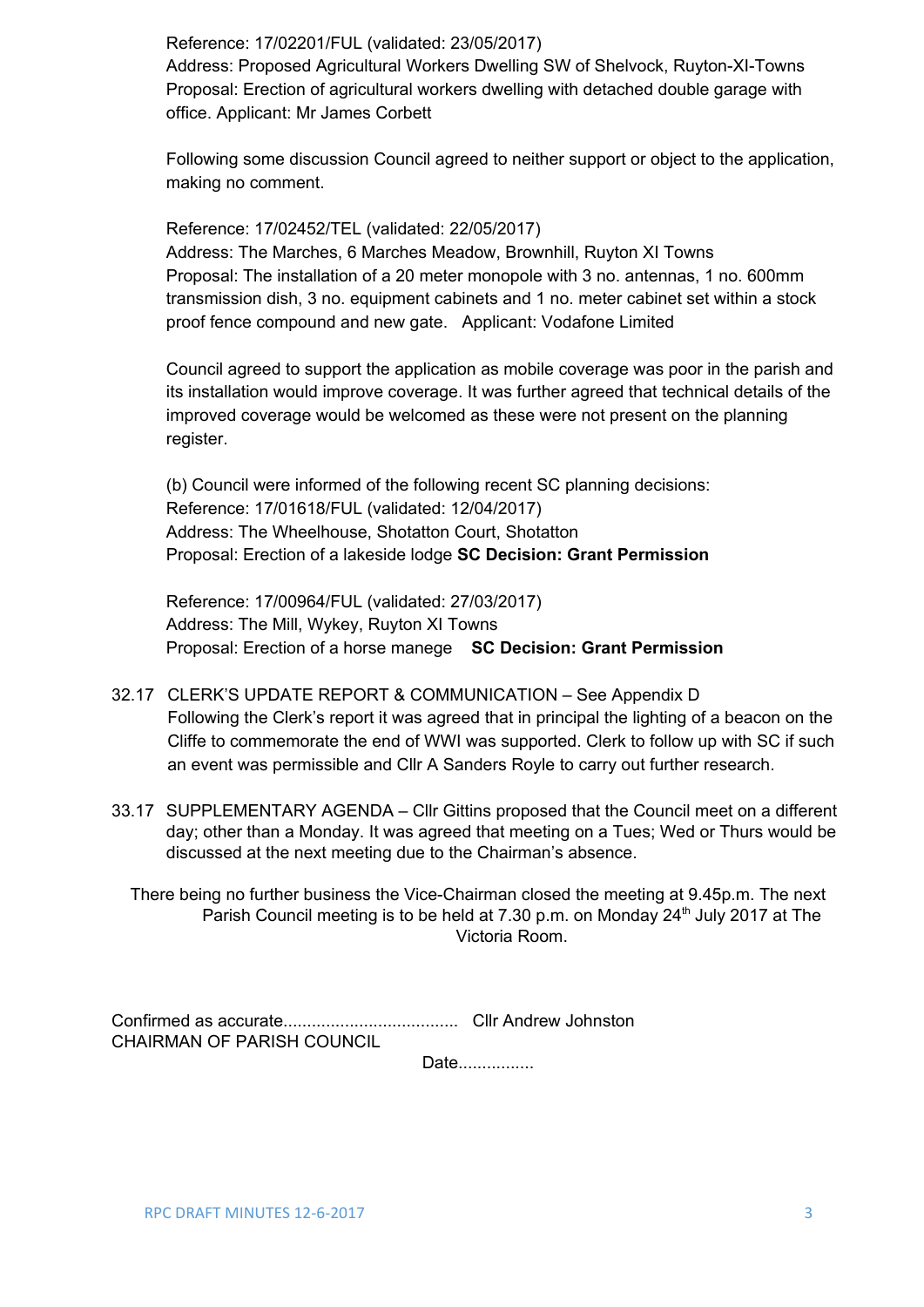Reference: 17/02201/FUL (validated: 23/05/2017)
Address: Proposed Agricultural Workers Dwelling SW of Shelvock, Ruyton-XI-Towns
Proposal: Erection of agricultural workers dwelling with detached double garage with office. Applicant: Mr James Corbett

Following some discussion Council agreed to neither support or object to the application, making no comment.

Reference: 17/02452/TEL (validated: 22/05/2017)
Address: The Marches, 6 Marches Meadow, Brownhill, Ruyton XI Towns
Proposal: The installation of a 20 meter monopole with 3 no. antennas, 1 no. 600mm transmission dish, 3 no. equipment cabinets and 1 no. meter cabinet set within a stock proof fence compound and new gate. Applicant: Vodafone Limited

Council agreed to support the application as mobile coverage was poor in the parish and its installation would improve coverage. It was further agreed that technical details of the improved coverage would be welcomed as these were not present on the planning register.

(b) Council were informed of the following recent SC planning decisions:
Reference: 17/01618/FUL (validated: 12/04/2017)
Address: The Wheelhouse, Shotatton Court, Shotatton
Proposal: Erection of a lakeside lodge **SC Decision: Grant Permission**

Reference: 17/00964/FUL (validated: 27/03/2017)
Address: The Mill, Wykey, Ruyton XI Towns
Proposal: Erection of a horse manege **SC Decision: Grant Permission**

32.17 CLERK'S UPDATE REPORT & COMMUNICATION – See Appendix D
Following the Clerk's report it was agreed that in principal the lighting of a beacon on the Cliffe to commemorate the end of WWI was supported. Clerk to follow up with SC if such an event was permissible and Cllr A Sanders Royle to carry out further research.

33.17 SUPPLEMENTARY AGENDA – Cllr Gittins proposed that the Council meet on a different day; other than a Monday. It was agreed that meeting on a Tues; Wed or Thurs would be discussed at the next meeting due to the Chairman's absence.

There being no further business the Vice-Chairman closed the meeting at 9.45p.m. The next Parish Council meeting is to be held at 7.30 p.m. on Monday 24th July 2017 at The Victoria Room.

Confirmed as accurate.................................... Cllr Andrew Johnston
CHAIRMAN OF PARISH COUNCIL

Date................